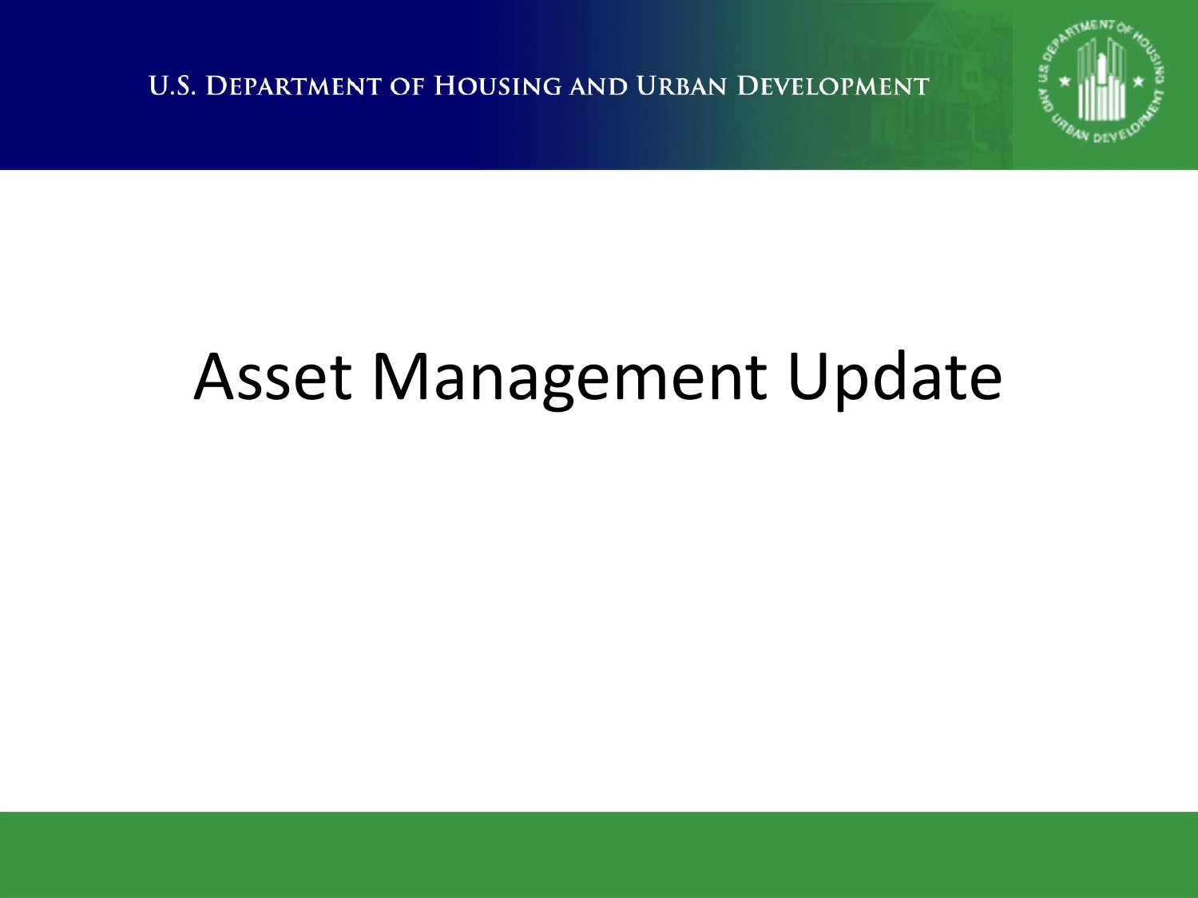U.S. DEPARTMENT OF HOUSING AND URBAN DEVELOPMENT

# Asset Management Update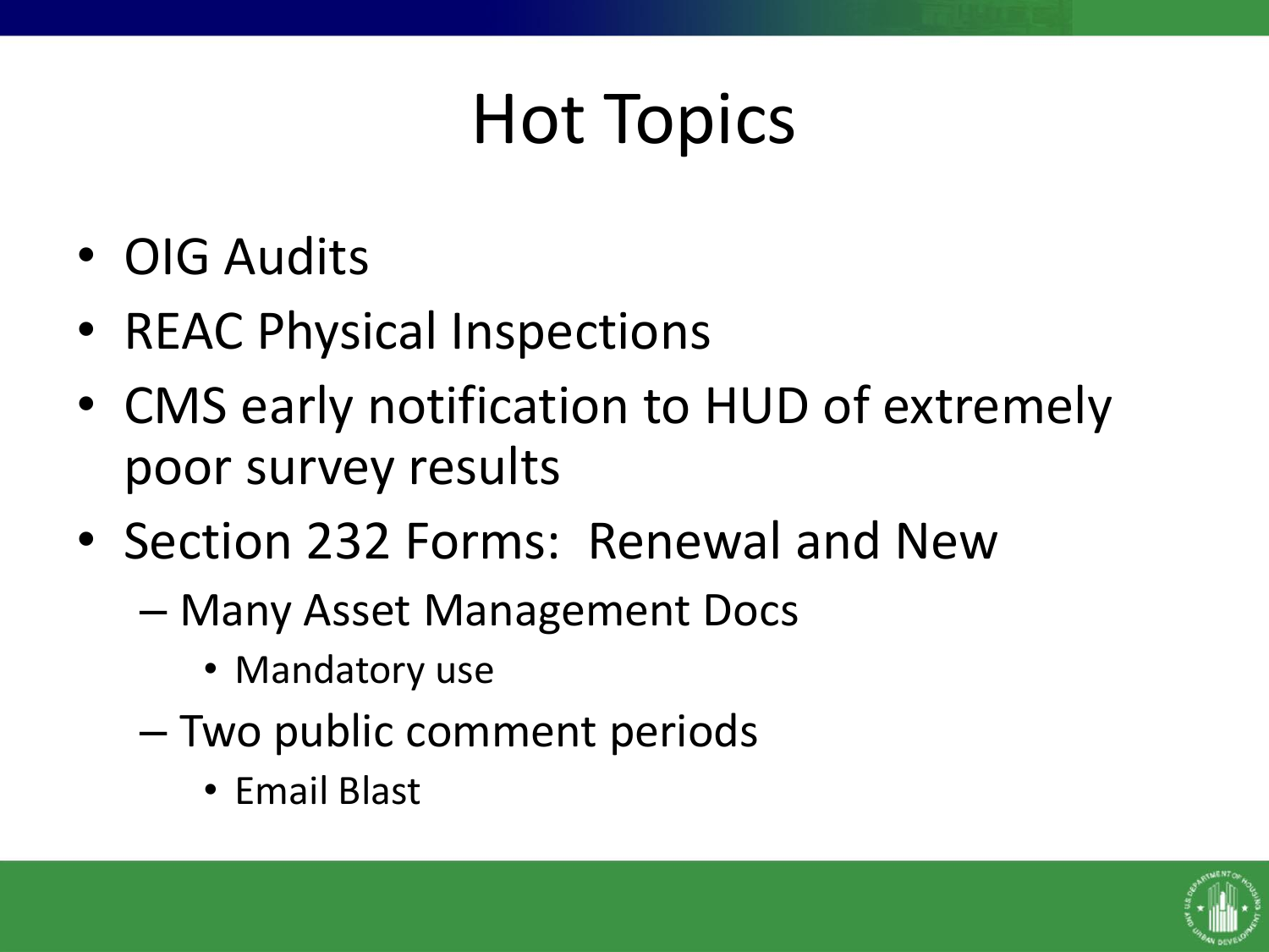# Hot Topics

- OIG Audits
- REAC Physical Inspections
- CMS early notification to HUD of extremely poor survey results
- Section 232 Forms: Renewal and New
  - Many Asset Management Docs
    - Mandatory use
  - Two public comment periods
    - Email Blast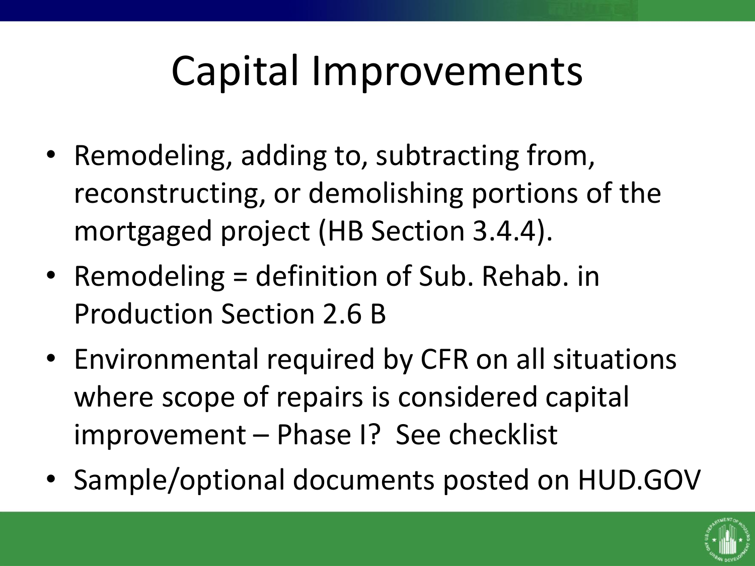# Capital Improvements

- Remodeling, adding to, subtracting from, reconstructing, or demolishing portions of the mortgaged project (HB Section 3.4.4).
- Remodeling = definition of Sub. Rehab. in Production Section 2.6 B
- Environmental required by CFR on all situations where scope of repairs is considered capital improvement – Phase I? See checklist
- Sample/optional documents posted on HUD.GOV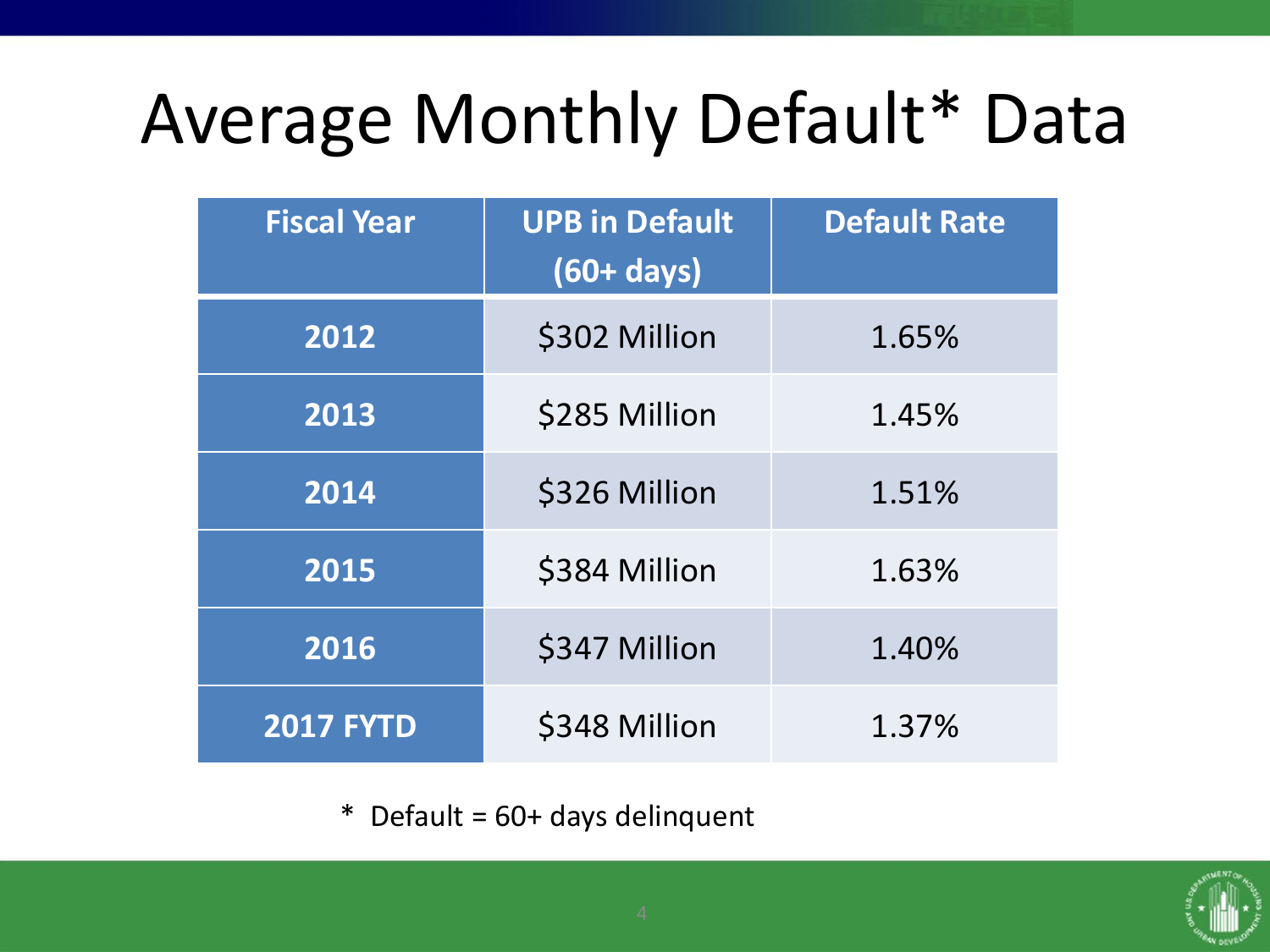# Average Monthly Default* Data

| Fiscal Year | UPB in Default (60+ days) | Default Rate |
|---|---|---|
| **2012** | $302 Million | 1.65% |
| **2013** | $285 Million | 1.45% |
| **2014** | $326 Million | 1.51% |
| **2015** | $384 Million | 1.63% |
| **2016** | $347 Million | 1.40% |
| **2017 FYTD** | $348 Million | 1.37% |

\* Default = 60+ days delinquent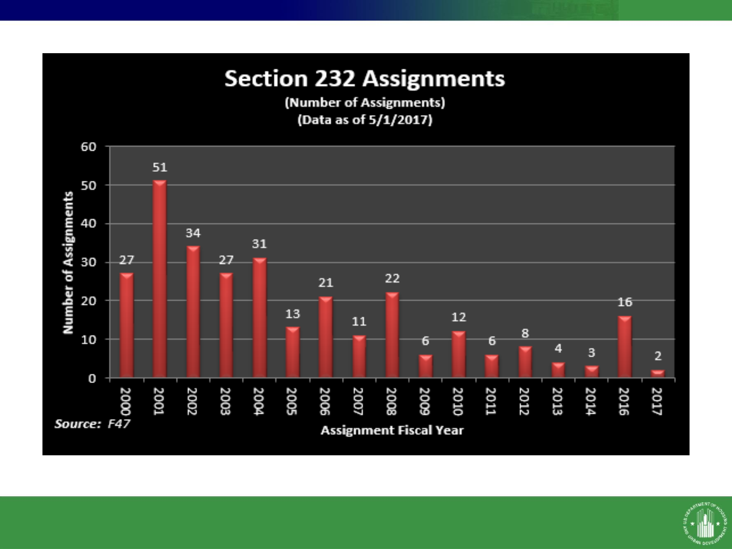## Section 232 Assignments

(Number of Assignments)
(Data as of 5/1/2017)

| Assignment Fiscal Year | Number of Assignments |
|---|---|
| 2000 | 27 |
| 2001 | 51 |
| 2002 | 34 |
| 2003 | 27 |
| 2004 | 31 |
| 2005 | 13 |
| 2006 | 21 |
| 2007 | 11 |
| 2008 | 22 |
| 2009 | 6 |
| 2010 | 12 |
| 2011 | 6 |
| 2012 | 8 |
| 2013 | 4 |
| 2014 | 3 |
| 2016 | 16 |
| 2017 | 2 |

*Source: F47*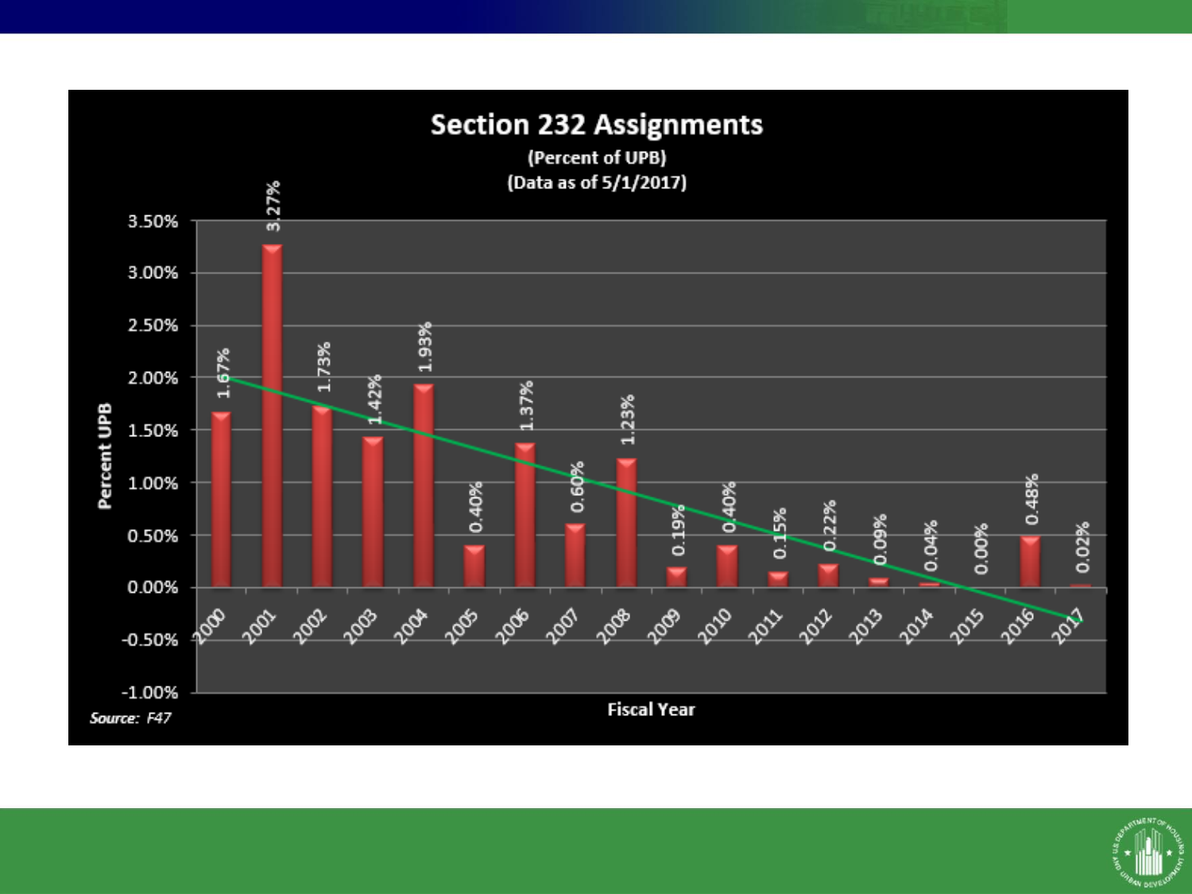## Section 232 Assignments

(Percent of UPB)
(Data as of 5/1/2017)

| Fiscal Year | Percent UPB |
|---|---|
| 2000 | 1.67% |
| 2001 | 3.27% |
| 2002 | 1.73% |
| 2003 | 1.42% |
| 2004 | 1.93% |
| 2005 | 0.40% |
| 2006 | 1.37% |
| 2007 | 0.60% |
| 2008 | 1.23% |
| 2009 | 0.19% |
| 2010 | 0.40% |
| 2011 | 0.15% |
| 2012 | 0.22% |
| 2013 | 0.09% |
| 2014 | 0.04% |
| 2015 | 0.00% |
| 2016 | 0.48% |
| 2017 | 0.02% |

*Source: F47*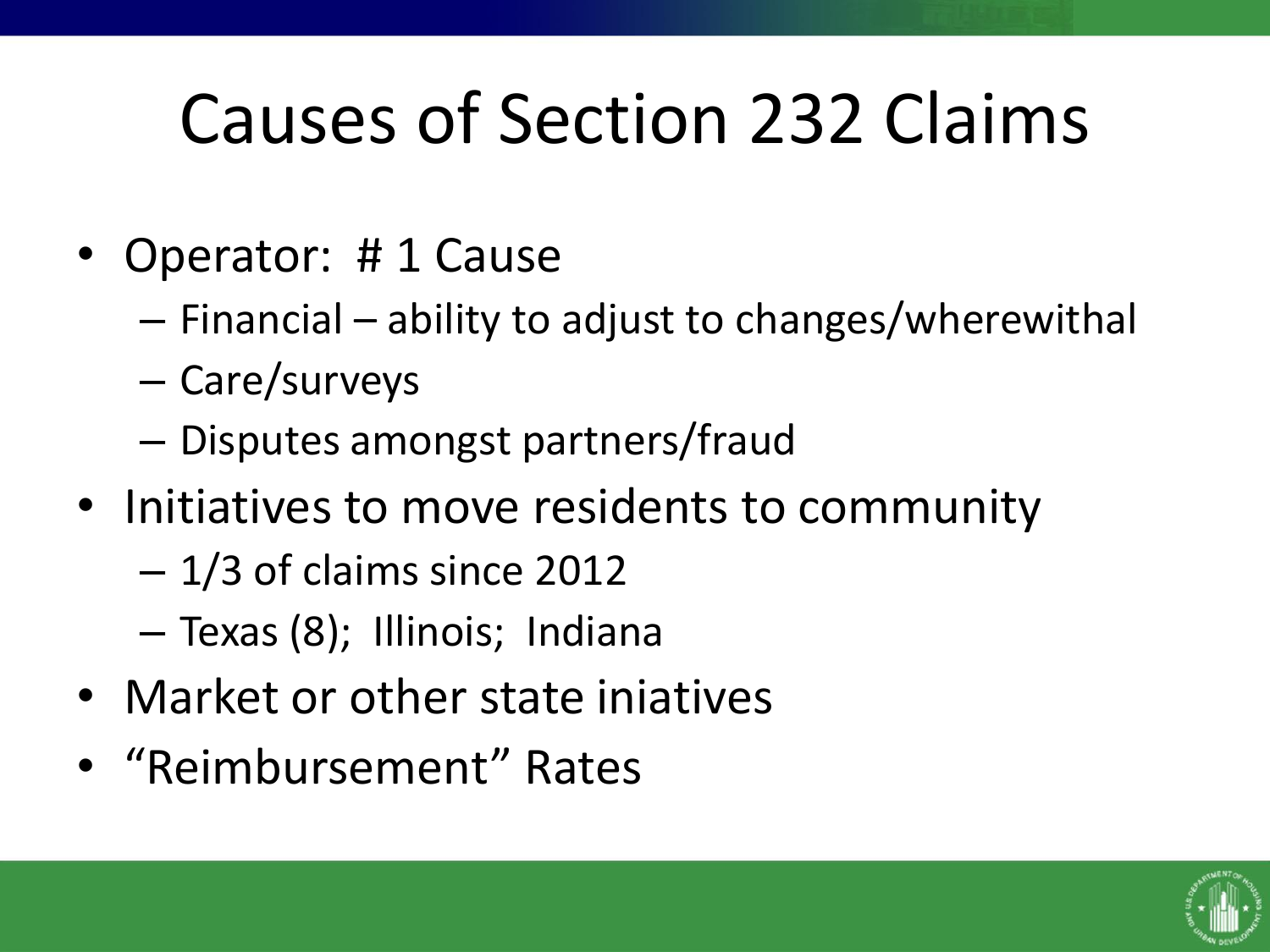# Causes of Section 232 Claims

- Operator: # 1 Cause
  - Financial – ability to adjust to changes/wherewithal
  - Care/surveys
  - Disputes amongst partners/fraud
- Initiatives to move residents to community
  - 1/3 of claims since 2012
  - Texas (8); Illinois; Indiana
- Market or other state iniatives
- “Reimbursement” Rates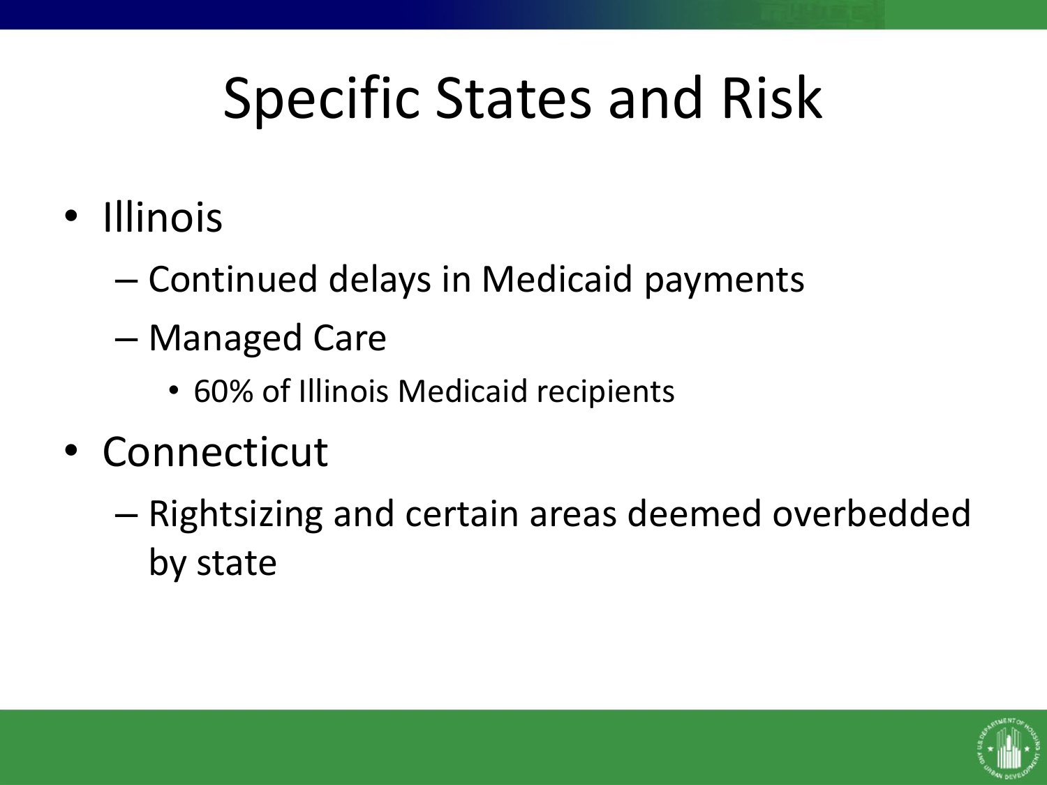# Specific States and Risk

- Illinois
  - Continued delays in Medicaid payments
  - Managed Care
    - 60% of Illinois Medicaid recipients
- Connecticut
  - Rightsizing and certain areas deemed overbedded by state